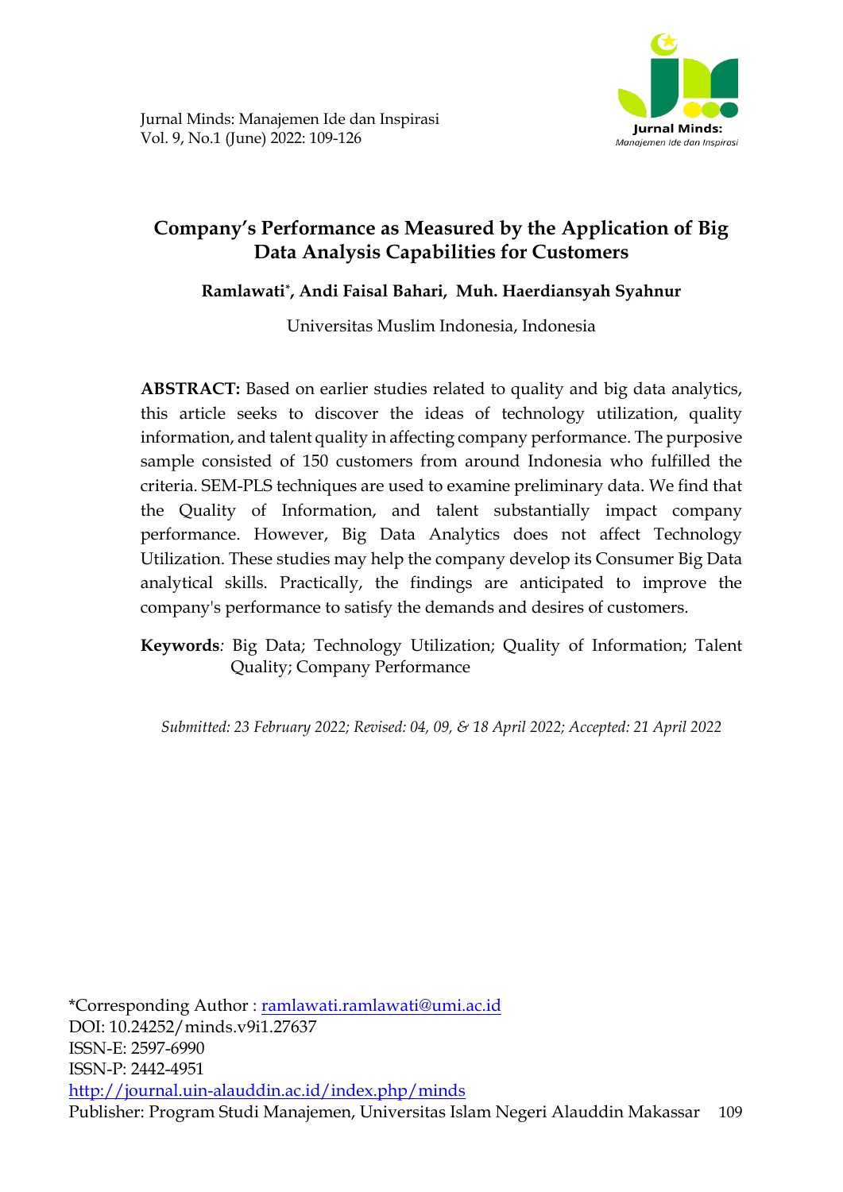# Company's Performance as Measured by the Application of Big Data Analysis Capabilities for Customers

**Ramlawati[*], Andi Faisal Bahari, Muh. Haerdiansyah Syahnur**

Universitas Muslim Indonesia, Indonesia

**ABSTRACT:** Based on earlier studies related to quality and big data analytics, this article seeks to discover the ideas of technology utilization, quality information, and talent quality in affecting company performance. The purposive sample consisted of 150 customers from around Indonesia who fulfilled the criteria. SEM-PLS techniques are used to examine preliminary data. We find that the Quality of Information, and talent substantially impact company performance. However, Big Data Analytics does not affect Technology Utilization. These studies may help the company develop its Consumer Big Data analytical skills. Practically, the findings are anticipated to improve the company's performance to satisfy the demands and desires of customers.

**Keywords***:* Big Data; Technology Utilization; Quality of Information; Talent Quality; Company Performance

*Submitted: 23 February 2022; Revised: 04, 09, & 18 April 2022; Accepted: 21 April 2022*

*Corresponding Author : ramlawati.ramlawati@umi.ac.id
DOI: 10.24252/minds.v9i1.27637
ISSN-E: 2597-6990
ISSN-P: 2442-4951
http://journal.uin-alauddin.ac.id/index.php/minds
Publisher: Program Studi Manajemen, Universitas Islam Negeri Alauddin Makassar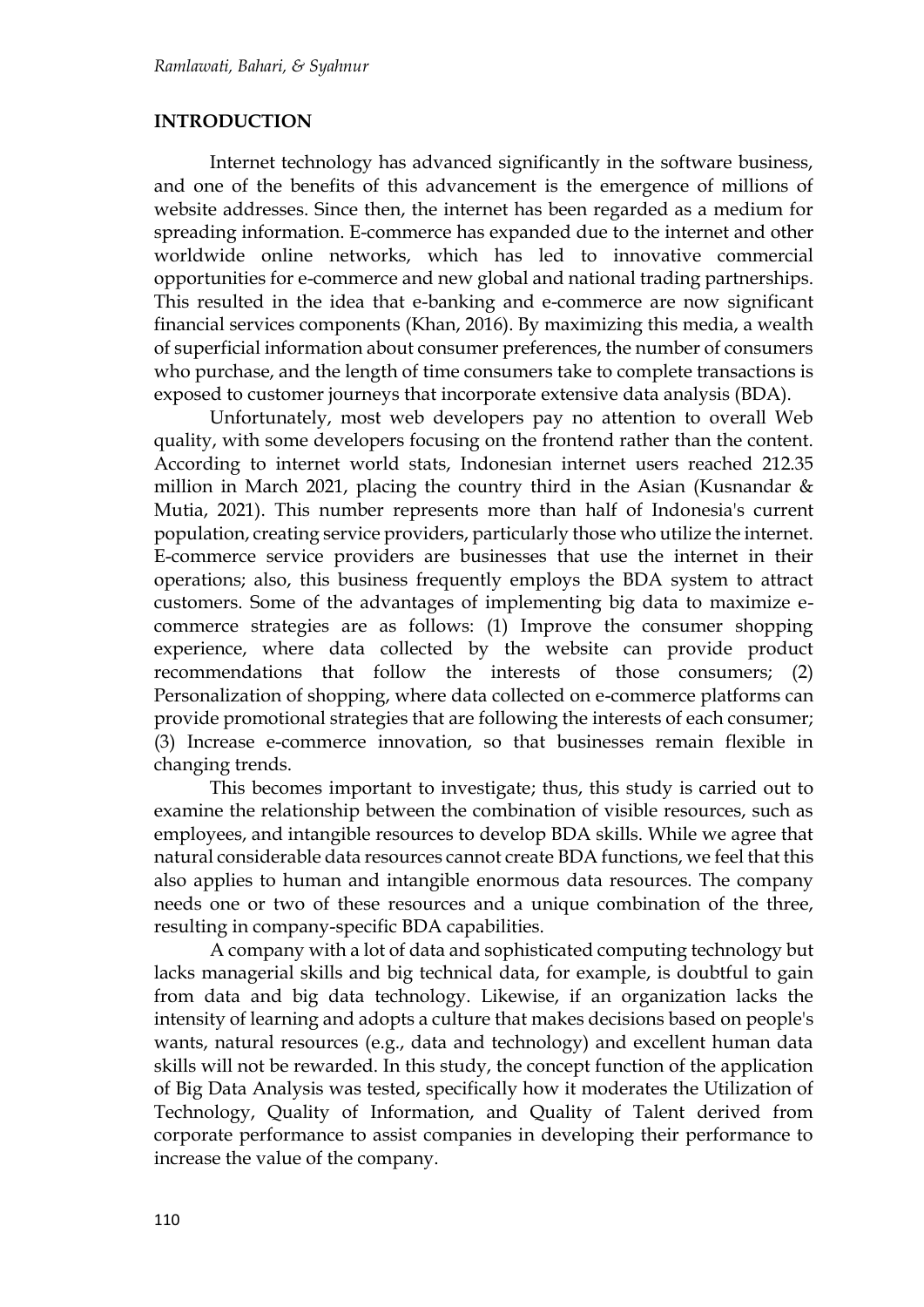## INTRODUCTION

Internet technology has advanced significantly in the software business, and one of the benefits of this advancement is the emergence of millions of website addresses. Since then, the internet has been regarded as a medium for spreading information. E-commerce has expanded due to the internet and other worldwide online networks, which has led to innovative commercial opportunities for e-commerce and new global and national trading partnerships. This resulted in the idea that e-banking and e-commerce are now significant financial services components (Khan, 2016). By maximizing this media, a wealth of superficial information about consumer preferences, the number of consumers who purchase, and the length of time consumers take to complete transactions is exposed to customer journeys that incorporate extensive data analysis (BDA).

Unfortunately, most web developers pay no attention to overall Web quality, with some developers focusing on the frontend rather than the content. According to internet world stats, Indonesian internet users reached 212.35 million in March 2021, placing the country third in the Asian (Kusnandar & Mutia, 2021). This number represents more than half of Indonesia's current population, creating service providers, particularly those who utilize the internet. E-commerce service providers are businesses that use the internet in their operations; also, this business frequently employs the BDA system to attract customers. Some of the advantages of implementing big data to maximize e-commerce strategies are as follows: (1) Improve the consumer shopping experience, where data collected by the website can provide product recommendations that follow the interests of those consumers; (2) Personalization of shopping, where data collected on e-commerce platforms can provide promotional strategies that are following the interests of each consumer; (3) Increase e-commerce innovation, so that businesses remain flexible in changing trends.

This becomes important to investigate; thus, this study is carried out to examine the relationship between the combination of visible resources, such as employees, and intangible resources to develop BDA skills. While we agree that natural considerable data resources cannot create BDA functions, we feel that this also applies to human and intangible enormous data resources. The company needs one or two of these resources and a unique combination of the three, resulting in company-specific BDA capabilities.

A company with a lot of data and sophisticated computing technology but lacks managerial skills and big technical data, for example, is doubtful to gain from data and big data technology. Likewise, if an organization lacks the intensity of learning and adopts a culture that makes decisions based on people's wants, natural resources (e.g., data and technology) and excellent human data skills will not be rewarded. In this study, the concept function of the application of Big Data Analysis was tested, specifically how it moderates the Utilization of Technology, Quality of Information, and Quality of Talent derived from corporate performance to assist companies in developing their performance to increase the value of the company.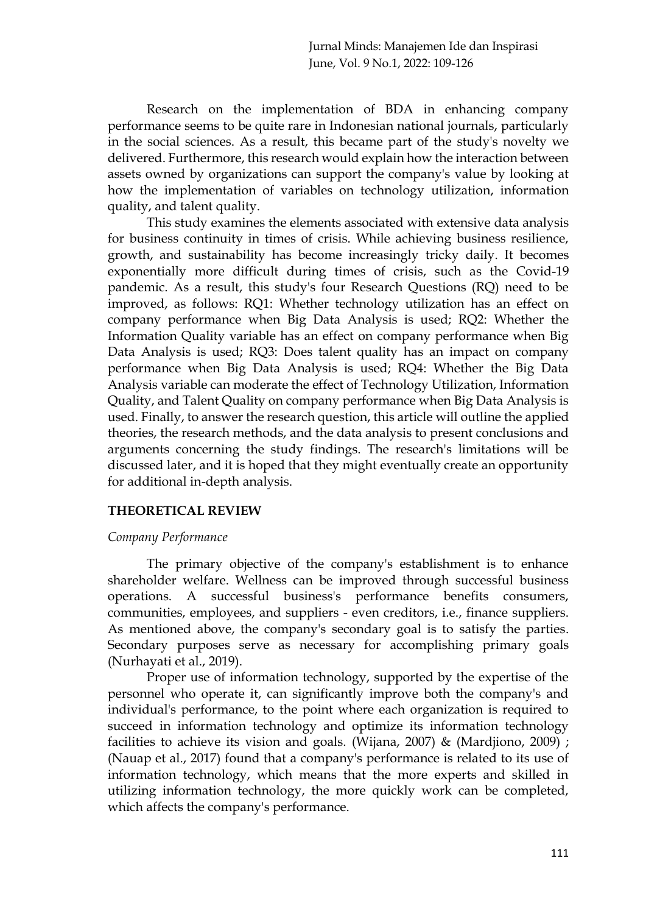Research on the implementation of BDA in enhancing company performance seems to be quite rare in Indonesian national journals, particularly in the social sciences. As a result, this became part of the study's novelty we delivered. Furthermore, this research would explain how the interaction between assets owned by organizations can support the company's value by looking at how the implementation of variables on technology utilization, information quality, and talent quality.

This study examines the elements associated with extensive data analysis for business continuity in times of crisis. While achieving business resilience, growth, and sustainability has become increasingly tricky daily. It becomes exponentially more difficult during times of crisis, such as the Covid-19 pandemic. As a result, this study's four Research Questions (RQ) need to be improved, as follows: RQ1: Whether technology utilization has an effect on company performance when Big Data Analysis is used; RQ2: Whether the Information Quality variable has an effect on company performance when Big Data Analysis is used; RQ3: Does talent quality has an impact on company performance when Big Data Analysis is used; RQ4: Whether the Big Data Analysis variable can moderate the effect of Technology Utilization, Information Quality, and Talent Quality on company performance when Big Data Analysis is used. Finally, to answer the research question, this article will outline the applied theories, the research methods, and the data analysis to present conclusions and arguments concerning the study findings. The research's limitations will be discussed later, and it is hoped that they might eventually create an opportunity for additional in-depth analysis.

## THEORETICAL REVIEW

### *Company Performance*

The primary objective of the company's establishment is to enhance shareholder welfare. Wellness can be improved through successful business operations. A successful business's performance benefits consumers, communities, employees, and suppliers - even creditors, i.e., finance suppliers. As mentioned above, the company's secondary goal is to satisfy the parties. Secondary purposes serve as necessary for accomplishing primary goals (Nurhayati et al., 2019).

Proper use of information technology, supported by the expertise of the personnel who operate it, can significantly improve both the company's and individual's performance, to the point where each organization is required to succeed in information technology and optimize its information technology facilities to achieve its vision and goals. (Wijana, 2007) & (Mardjiono, 2009) ; (Nauap et al., 2017) found that a company's performance is related to its use of information technology, which means that the more experts and skilled in utilizing information technology, the more quickly work can be completed, which affects the company's performance.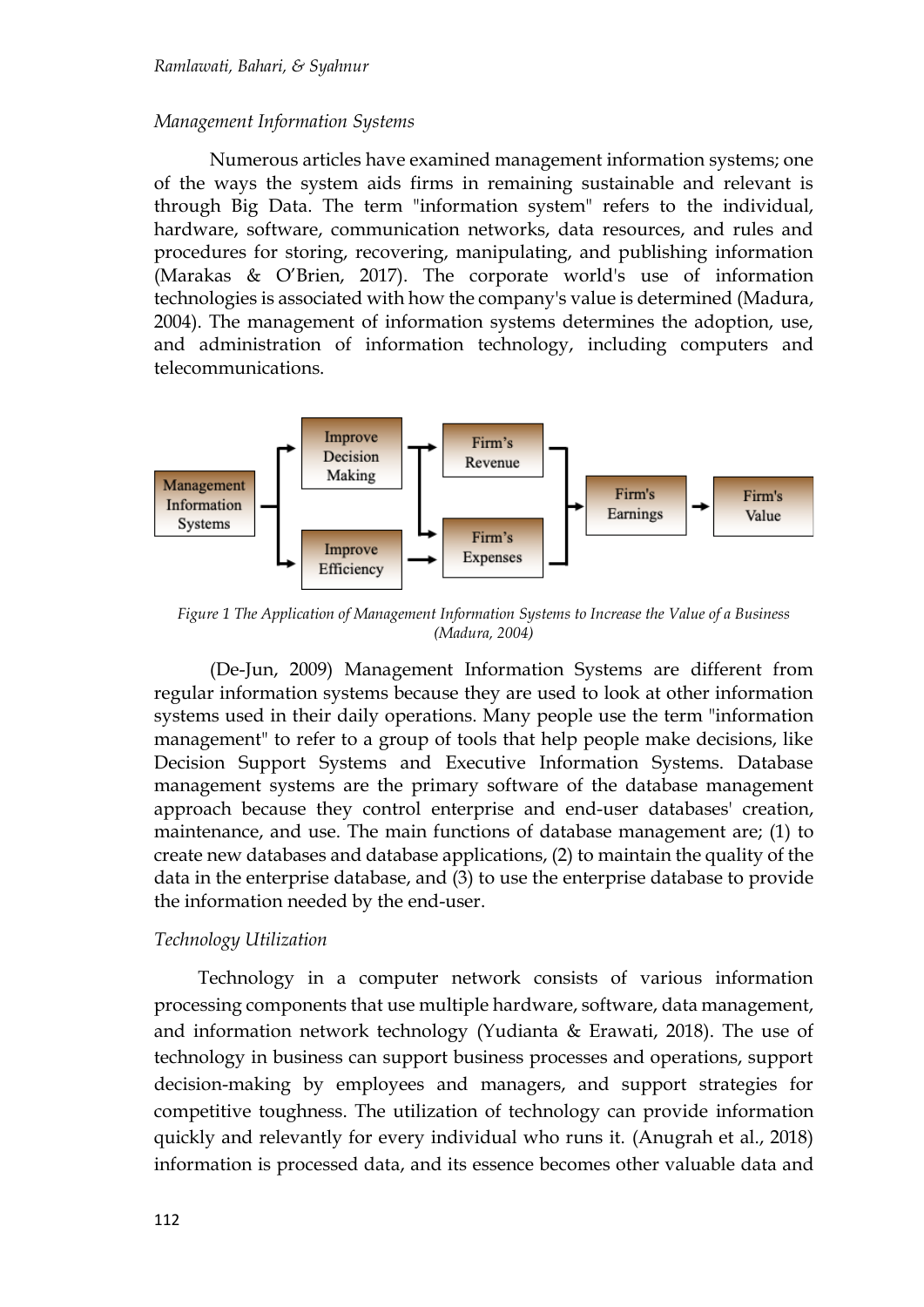*Management Information Systems*

Numerous articles have examined management information systems; one of the ways the system aids firms in remaining sustainable and relevant is through Big Data. The term "information system" refers to the individual, hardware, software, communication networks, data resources, and rules and procedures for storing, recovering, manipulating, and publishing information (Marakas & O'Brien, 2017). The corporate world's use of information technologies is associated with how the company's value is determined (Madura, 2004). The management of information systems determines the adoption, use, and administration of information technology, including computers and telecommunications.

*Figure 1 The Application of Management Information Systems to Increase the Value of a Business (Madura, 2004)*

(De-Jun, 2009) Management Information Systems are different from regular information systems because they are used to look at other information systems used in their daily operations. Many people use the term "information management" to refer to a group of tools that help people make decisions, like Decision Support Systems and Executive Information Systems. Database management systems are the primary software of the database management approach because they control enterprise and end-user databases' creation, maintenance, and use. The main functions of database management are; (1) to create new databases and database applications, (2) to maintain the quality of the data in the enterprise database, and (3) to use the enterprise database to provide the information needed by the end-user.

*Technology Utilization*

Technology in a computer network consists of various information processing components that use multiple hardware, software, data management, and information network technology (Yudianta & Erawati, 2018). The use of technology in business can support business processes and operations, support decision-making by employees and managers, and support strategies for competitive toughness. The utilization of technology can provide information quickly and relevantly for every individual who runs it. (Anugrah et al., 2018) information is processed data, and its essence becomes other valuable data and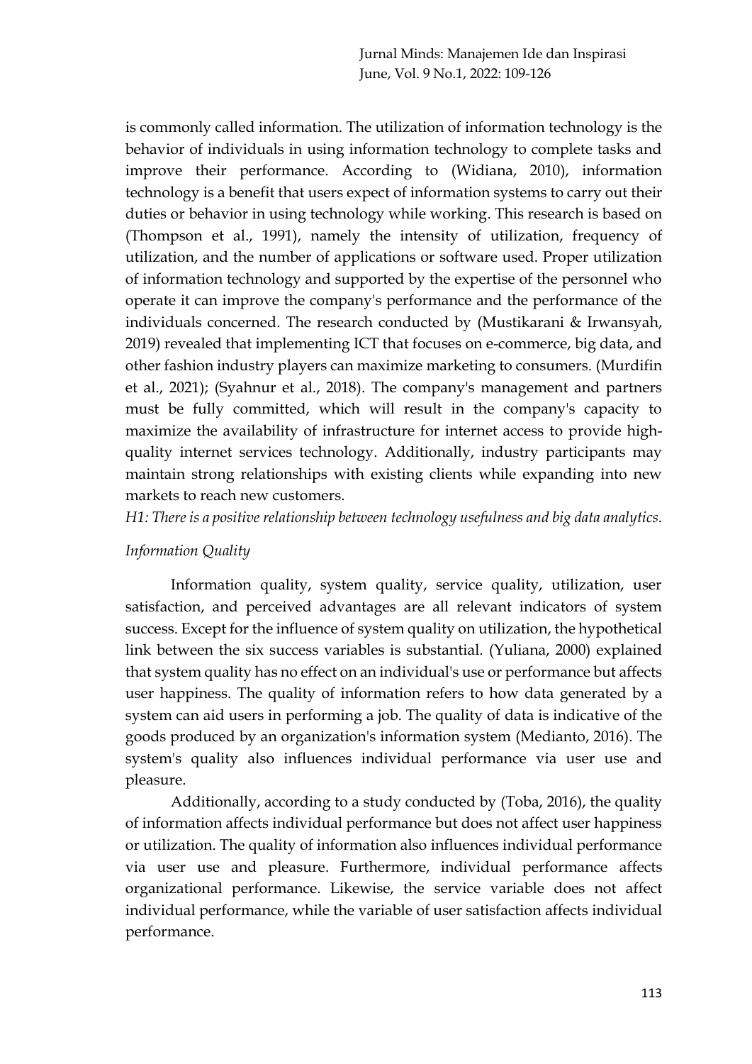is commonly called information. The utilization of information technology is the behavior of individuals in using information technology to complete tasks and improve their performance. According to (Widiana, 2010), information technology is a benefit that users expect of information systems to carry out their duties or behavior in using technology while working. This research is based on (Thompson et al., 1991), namely the intensity of utilization, frequency of utilization, and the number of applications or software used. Proper utilization of information technology and supported by the expertise of the personnel who operate it can improve the company's performance and the performance of the individuals concerned. The research conducted by (Mustikarani & Irwansyah, 2019) revealed that implementing ICT that focuses on e-commerce, big data, and other fashion industry players can maximize marketing to consumers. (Murdifin et al., 2021); (Syahnur et al., 2018). The company's management and partners must be fully committed, which will result in the company's capacity to maximize the availability of infrastructure for internet access to provide high-quality internet services technology. Additionally, industry participants may maintain strong relationships with existing clients while expanding into new markets to reach new customers.

*H1: There is a positive relationship between technology usefulness and big data analytics.*

### *Information Quality*

Information quality, system quality, service quality, utilization, user satisfaction, and perceived advantages are all relevant indicators of system success. Except for the influence of system quality on utilization, the hypothetical link between the six success variables is substantial. (Yuliana, 2000) explained that system quality has no effect on an individual's use or performance but affects user happiness. The quality of information refers to how data generated by a system can aid users in performing a job. The quality of data is indicative of the goods produced by an organization's information system (Medianto, 2016). The system's quality also influences individual performance via user use and pleasure.

Additionally, according to a study conducted by (Toba, 2016), the quality of information affects individual performance but does not affect user happiness or utilization. The quality of information also influences individual performance via user use and pleasure. Furthermore, individual performance affects organizational performance. Likewise, the service variable does not affect individual performance, while the variable of user satisfaction affects individual performance.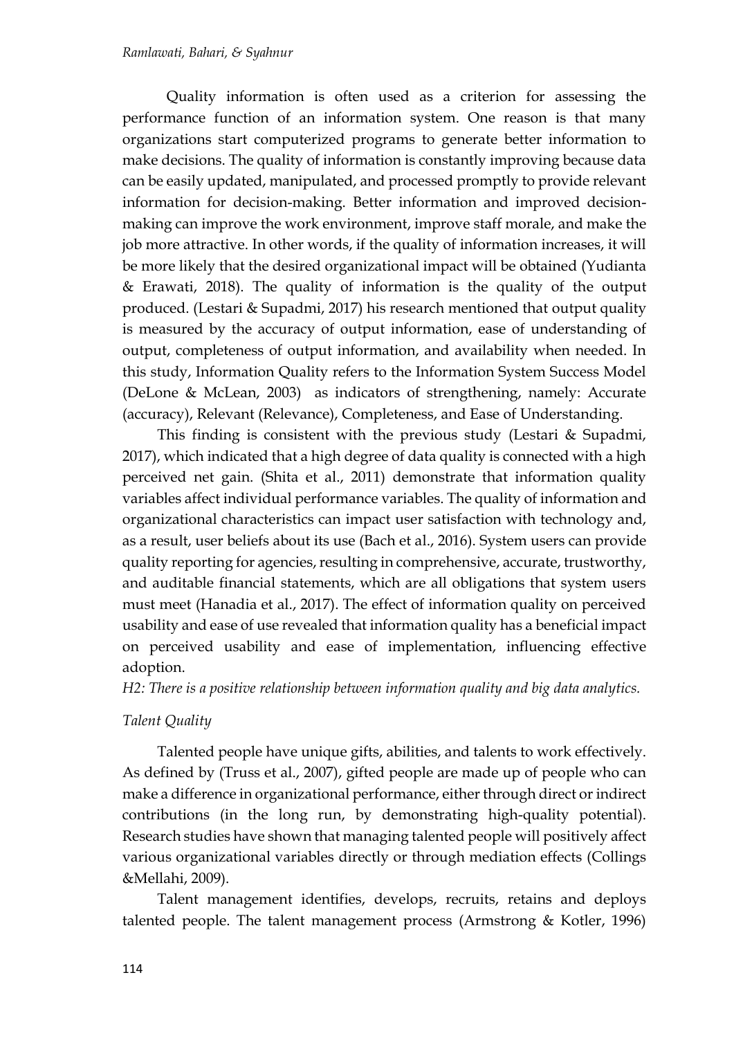Quality information is often used as a criterion for assessing the performance function of an information system. One reason is that many organizations start computerized programs to generate better information to make decisions. The quality of information is constantly improving because data can be easily updated, manipulated, and processed promptly to provide relevant information for decision-making. Better information and improved decision-making can improve the work environment, improve staff morale, and make the job more attractive. In other words, if the quality of information increases, it will be more likely that the desired organizational impact will be obtained (Yudianta & Erawati, 2018). The quality of information is the quality of the output produced. (Lestari & Supadmi, 2017) his research mentioned that output quality is measured by the accuracy of output information, ease of understanding of output, completeness of output information, and availability when needed. In this study, Information Quality refers to the Information System Success Model (DeLone & McLean, 2003) as indicators of strengthening, namely: Accurate (accuracy), Relevant (Relevance), Completeness, and Ease of Understanding.

This finding is consistent with the previous study (Lestari & Supadmi, 2017), which indicated that a high degree of data quality is connected with a high perceived net gain. (Shita et al., 2011) demonstrate that information quality variables affect individual performance variables. The quality of information and organizational characteristics can impact user satisfaction with technology and, as a result, user beliefs about its use (Bach et al., 2016). System users can provide quality reporting for agencies, resulting in comprehensive, accurate, trustworthy, and auditable financial statements, which are all obligations that system users must meet (Hanadia et al., 2017). The effect of information quality on perceived usability and ease of use revealed that information quality has a beneficial impact on perceived usability and ease of implementation, influencing effective adoption.

*H2: There is a positive relationship between information quality and big data analytics.*

*Talent Quality*

Talented people have unique gifts, abilities, and talents to work effectively. As defined by (Truss et al., 2007), gifted people are made up of people who can make a difference in organizational performance, either through direct or indirect contributions (in the long run, by demonstrating high-quality potential). Research studies have shown that managing talented people will positively affect various organizational variables directly or through mediation effects (Collings &Mellahi, 2009).

Talent management identifies, develops, recruits, retains and deploys talented people. The talent management process (Armstrong & Kotler, 1996)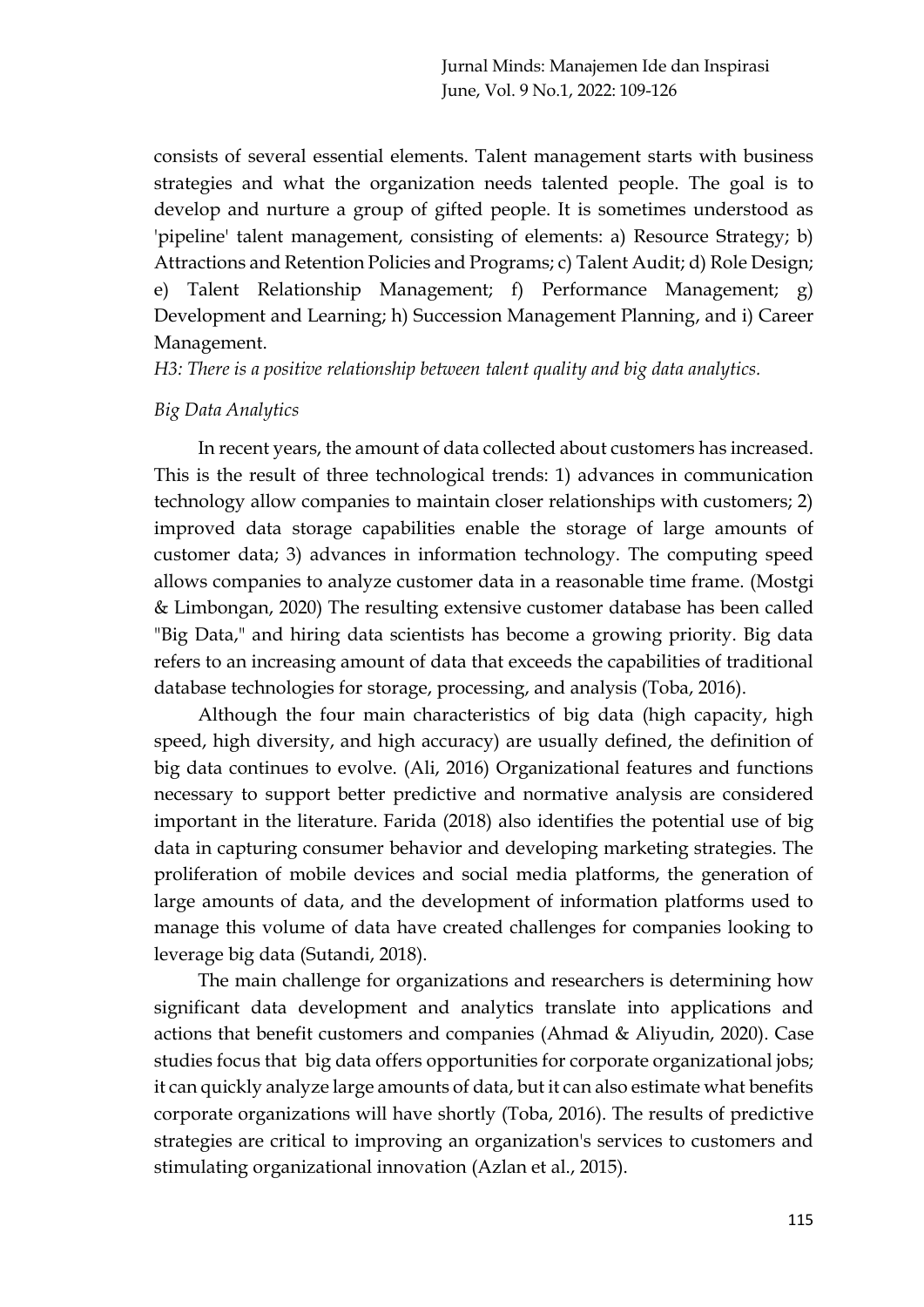consists of several essential elements. Talent management starts with business strategies and what the organization needs talented people. The goal is to develop and nurture a group of gifted people. It is sometimes understood as 'pipeline' talent management, consisting of elements: a) Resource Strategy; b) Attractions and Retention Policies and Programs; c) Talent Audit; d) Role Design; e) Talent Relationship Management; f) Performance Management; g) Development and Learning; h) Succession Management Planning, and i) Career Management.

*H3: There is a positive relationship between talent quality and big data analytics.*

### *Big Data Analytics*

In recent years, the amount of data collected about customers has increased. This is the result of three technological trends: 1) advances in communication technology allow companies to maintain closer relationships with customers; 2) improved data storage capabilities enable the storage of large amounts of customer data; 3) advances in information technology. The computing speed allows companies to analyze customer data in a reasonable time frame. (Mostgi & Limbongan, 2020) The resulting extensive customer database has been called "Big Data," and hiring data scientists has become a growing priority. Big data refers to an increasing amount of data that exceeds the capabilities of traditional database technologies for storage, processing, and analysis (Toba, 2016).

Although the four main characteristics of big data (high capacity, high speed, high diversity, and high accuracy) are usually defined, the definition of big data continues to evolve. (Ali, 2016) Organizational features and functions necessary to support better predictive and normative analysis are considered important in the literature. Farida (2018) also identifies the potential use of big data in capturing consumer behavior and developing marketing strategies. The proliferation of mobile devices and social media platforms, the generation of large amounts of data, and the development of information platforms used to manage this volume of data have created challenges for companies looking to leverage big data (Sutandi, 2018).

The main challenge for organizations and researchers is determining how significant data development and analytics translate into applications and actions that benefit customers and companies (Ahmad & Aliyudin, 2020). Case studies focus that big data offers opportunities for corporate organizational jobs; it can quickly analyze large amounts of data, but it can also estimate what benefits corporate organizations will have shortly (Toba, 2016). The results of predictive strategies are critical to improving an organization's services to customers and stimulating organizational innovation (Azlan et al., 2015).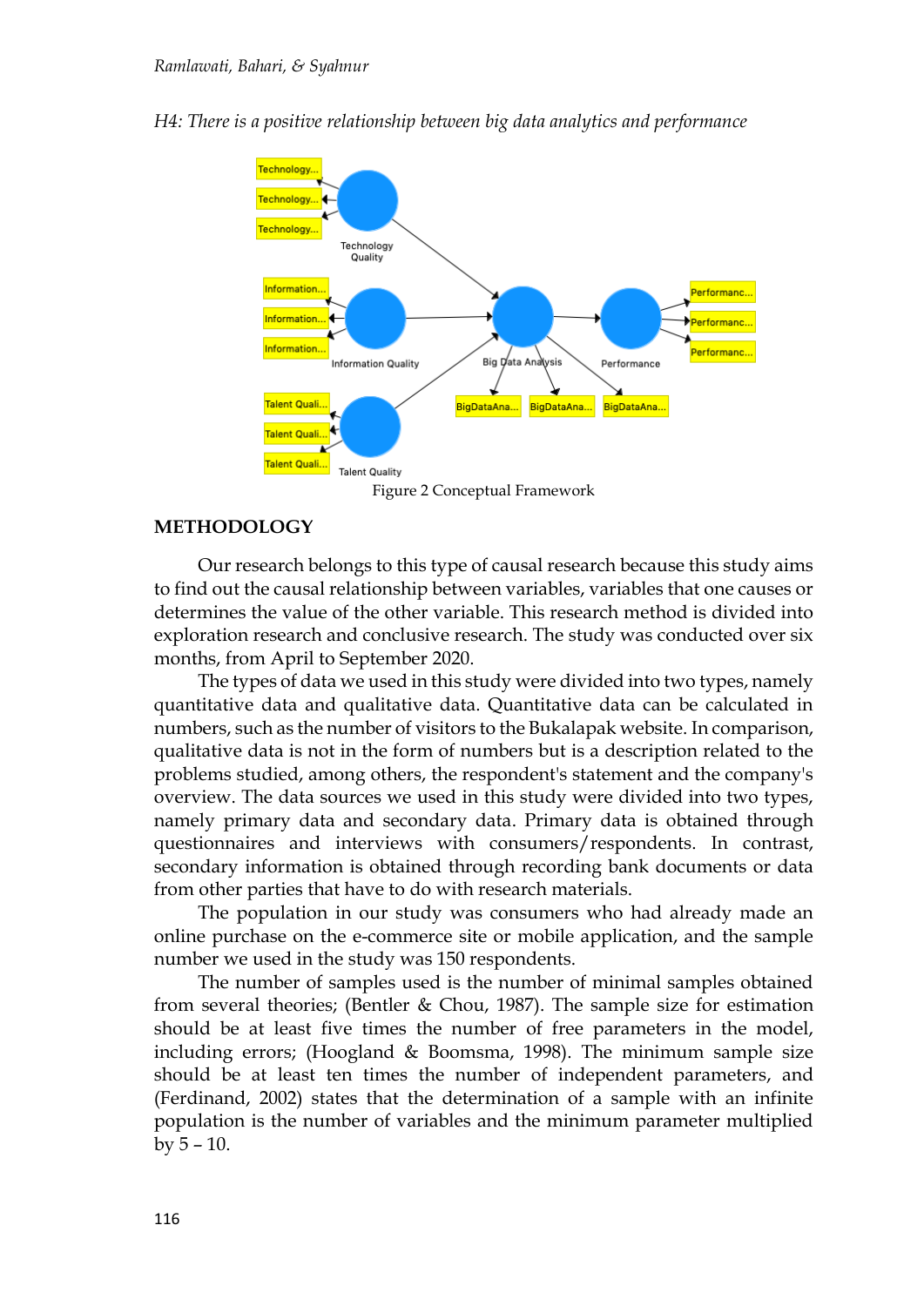*H4: There is a positive relationship between big data analytics and performance*

Figure 2 Conceptual Framework

## METHODOLOGY

Our research belongs to this type of causal research because this study aims to find out the causal relationship between variables, variables that one causes or determines the value of the other variable. This research method is divided into exploration research and conclusive research. The study was conducted over six months, from April to September 2020.

The types of data we used in this study were divided into two types, namely quantitative data and qualitative data. Quantitative data can be calculated in numbers, such as the number of visitors to the Bukalapak website. In comparison, qualitative data is not in the form of numbers but is a description related to the problems studied, among others, the respondent's statement and the company's overview. The data sources we used in this study were divided into two types, namely primary data and secondary data. Primary data is obtained through questionnaires and interviews with consumers/respondents. In contrast, secondary information is obtained through recording bank documents or data from other parties that have to do with research materials.

The population in our study was consumers who had already made an online purchase on the e-commerce site or mobile application, and the sample number we used in the study was 150 respondents.

The number of samples used is the number of minimal samples obtained from several theories; (Bentler & Chou, 1987). The sample size for estimation should be at least five times the number of free parameters in the model, including errors; (Hoogland & Boomsma, 1998). The minimum sample size should be at least ten times the number of independent parameters, and (Ferdinand, 2002) states that the determination of a sample with an infinite population is the number of variables and the minimum parameter multiplied by 5 – 10.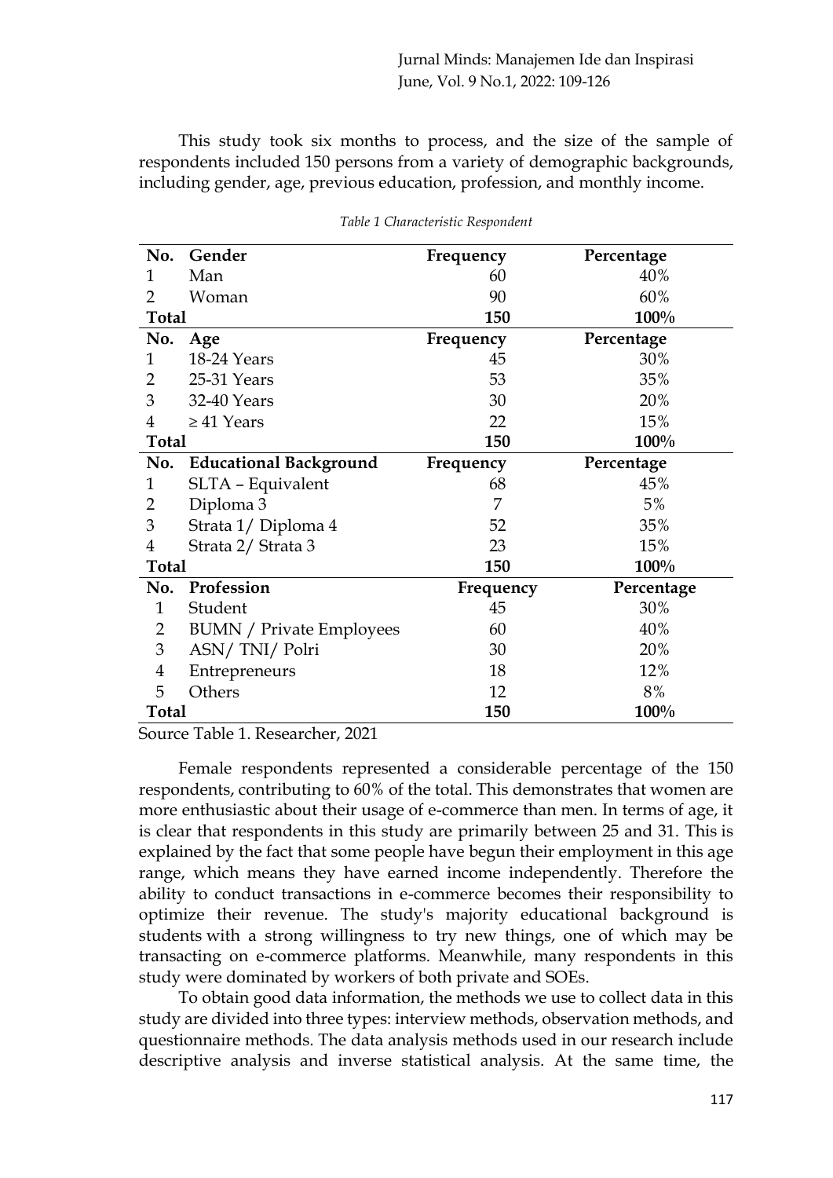This study took six months to process, and the size of the sample of respondents included 150 persons from a variety of demographic backgrounds, including gender, age, previous education, profession, and monthly income.

*Table 1 Characteristic Respondent*

| No. | Gender | Frequency | Percentage |
|---|---|---|---|
| 1 | Man | 60 | 40% |
| 2 | Woman | 90 | 60% |
| **Total** | | **150** | **100%** |
| **No.** | **Age** | **Frequency** | **Percentage** |
| 1 | 18-24 Years | 45 | 30% |
| 2 | 25-31 Years | 53 | 35% |
| 3 | 32-40 Years | 30 | 20% |
| 4 | ≥ 41 Years | 22 | 15% |
| **Total** | | **150** | **100%** |
| **No.** | **Educational Background** | **Frequency** | **Percentage** |
| 1 | SLTA – Equivalent | 68 | 45% |
| 2 | Diploma 3 | 7 | 5% |
| 3 | Strata 1/ Diploma 4 | 52 | 35% |
| 4 | Strata 2/ Strata 3 | 23 | 15% |
| **Total** | | **150** | **100%** |
| **No.** | **Profession** | **Frequency** | **Percentage** |
| 1 | Student | 45 | 30% |
| 2 | BUMN / Private Employees | 60 | 40% |
| 3 | ASN/ TNI/ Polri | 30 | 20% |
| 4 | Entrepreneurs | 18 | 12% |
| 5 | Others | 12 | 8% |
| **Total** | | **150** | **100%** |

Source Table 1. Researcher, 2021

Female respondents represented a considerable percentage of the 150 respondents, contributing to 60% of the total. This demonstrates that women are more enthusiastic about their usage of e-commerce than men. In terms of age, it is clear that respondents in this study are primarily between 25 and 31. This is explained by the fact that some people have begun their employment in this age range, which means they have earned income independently. Therefore the ability to conduct transactions in e-commerce becomes their responsibility to optimize their revenue. The study's majority educational background is students with a strong willingness to try new things, one of which may be transacting on e-commerce platforms. Meanwhile, many respondents in this study were dominated by workers of both private and SOEs.

To obtain good data information, the methods we use to collect data in this study are divided into three types: interview methods, observation methods, and questionnaire methods. The data analysis methods used in our research include descriptive analysis and inverse statistical analysis. At the same time, the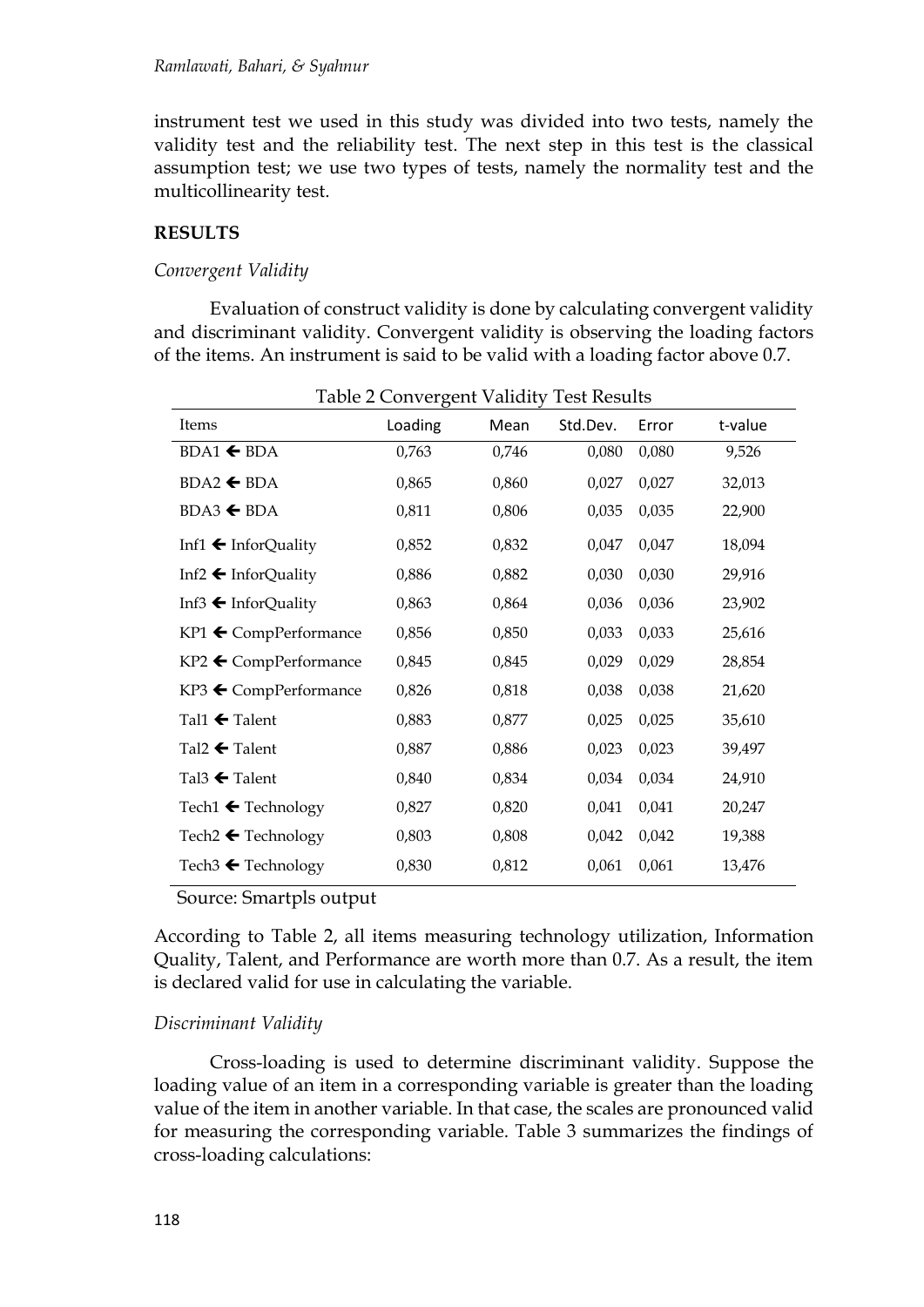instrument test we used in this study was divided into two tests, namely the validity test and the reliability test. The next step in this test is the classical assumption test; we use two types of tests, namely the normality test and the multicollinearity test.

## RESULTS

*Convergent Validity*

Evaluation of construct validity is done by calculating convergent validity and discriminant validity. Convergent validity is observing the loading factors of the items. An instrument is said to be valid with a loading factor above 0.7.

Table 2 Convergent Validity Test Results

| Items | Loading | Mean | Std.Dev. | Error | t-value |
|---|---|---|---|---|---|
| BDA1 ← BDA | 0,763 | 0,746 | 0,080 | 0,080 | 9,526 |
| BDA2 ← BDA | 0,865 | 0,860 | 0,027 | 0,027 | 32,013 |
| BDA3 ← BDA | 0,811 | 0,806 | 0,035 | 0,035 | 22,900 |
| Inf1 ← InforQuality | 0,852 | 0,832 | 0,047 | 0,047 | 18,094 |
| Inf2 ← InforQuality | 0,886 | 0,882 | 0,030 | 0,030 | 29,916 |
| Inf3 ← InforQuality | 0,863 | 0,864 | 0,036 | 0,036 | 23,902 |
| KP1 ← CompPerformance | 0,856 | 0,850 | 0,033 | 0,033 | 25,616 |
| KP2 ← CompPerformance | 0,845 | 0,845 | 0,029 | 0,029 | 28,854 |
| KP3 ← CompPerformance | 0,826 | 0,818 | 0,038 | 0,038 | 21,620 |
| Tal1 ← Talent | 0,883 | 0,877 | 0,025 | 0,025 | 35,610 |
| Tal2 ← Talent | 0,887 | 0,886 | 0,023 | 0,023 | 39,497 |
| Tal3 ← Talent | 0,840 | 0,834 | 0,034 | 0,034 | 24,910 |
| Tech1 ← Technology | 0,827 | 0,820 | 0,041 | 0,041 | 20,247 |
| Tech2 ← Technology | 0,803 | 0,808 | 0,042 | 0,042 | 19,388 |
| Tech3 ← Technology | 0,830 | 0,812 | 0,061 | 0,061 | 13,476 |

Source: Smartpls output

According to Table 2, all items measuring technology utilization, Information Quality, Talent, and Performance are worth more than 0.7. As a result, the item is declared valid for use in calculating the variable.

*Discriminant Validity*

Cross-loading is used to determine discriminant validity. Suppose the loading value of an item in a corresponding variable is greater than the loading value of the item in another variable. In that case, the scales are pronounced valid for measuring the corresponding variable. Table 3 summarizes the findings of cross-loading calculations: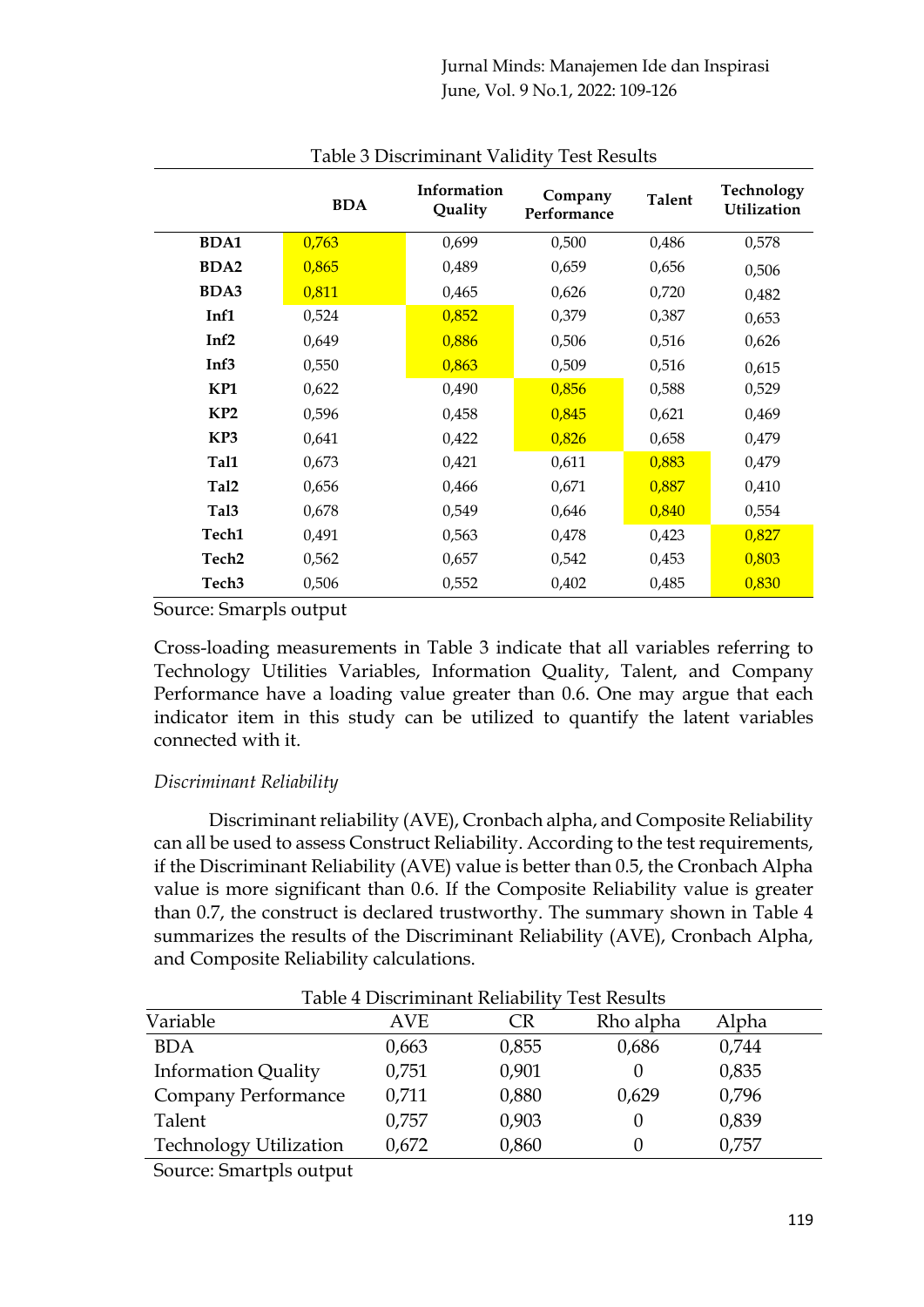Table 3 Discriminant Validity Test Results

| | BDA | Information Quality | Company Performance | Talent | Technology Utilization |
|---|---|---|---|---|---|
| **BDA1** | 0,763 | 0,699 | 0,500 | 0,486 | 0,578 |
| **BDA2** | 0,865 | 0,489 | 0,659 | 0,656 | 0,506 |
| **BDA3** | 0,811 | 0,465 | 0,626 | 0,720 | 0,482 |
| **Inf1** | 0,524 | 0,852 | 0,379 | 0,387 | 0,653 |
| **Inf2** | 0,649 | 0,886 | 0,506 | 0,516 | 0,626 |
| **Inf3** | 0,550 | 0,863 | 0,509 | 0,516 | 0,615 |
| **KP1** | 0,622 | 0,490 | 0,856 | 0,588 | 0,529 |
| **KP2** | 0,596 | 0,458 | 0,845 | 0,621 | 0,469 |
| **KP3** | 0,641 | 0,422 | 0,826 | 0,658 | 0,479 |
| **Tal1** | 0,673 | 0,421 | 0,611 | 0,883 | 0,479 |
| **Tal2** | 0,656 | 0,466 | 0,671 | 0,887 | 0,410 |
| **Tal3** | 0,678 | 0,549 | 0,646 | 0,840 | 0,554 |
| **Tech1** | 0,491 | 0,563 | 0,478 | 0,423 | 0,827 |
| **Tech2** | 0,562 | 0,657 | 0,542 | 0,453 | 0,803 |
| **Tech3** | 0,506 | 0,552 | 0,402 | 0,485 | 0,830 |

Source: Smarpls output

Cross-loading measurements in Table 3 indicate that all variables referring to Technology Utilities Variables, Information Quality, Talent, and Company Performance have a loading value greater than 0.6. One may argue that each indicator item in this study can be utilized to quantify the latent variables connected with it.

*Discriminant Reliability*

Discriminant reliability (AVE), Cronbach alpha, and Composite Reliability can all be used to assess Construct Reliability. According to the test requirements, if the Discriminant Reliability (AVE) value is better than 0.5, the Cronbach Alpha value is more significant than 0.6. If the Composite Reliability value is greater than 0.7, the construct is declared trustworthy. The summary shown in Table 4 summarizes the results of the Discriminant Reliability (AVE), Cronbach Alpha, and Composite Reliability calculations.

Table 4 Discriminant Reliability Test Results

| Variable | AVE | CR | Rho alpha | Alpha |
|---|---|---|---|---|
| BDA | 0,663 | 0,855 | 0,686 | 0,744 |
| Information Quality | 0,751 | 0,901 | 0 | 0,835 |
| Company Performance | 0,711 | 0,880 | 0,629 | 0,796 |
| Talent | 0,757 | 0,903 | 0 | 0,839 |
| Technology Utilization | 0,672 | 0,860 | 0 | 0,757 |

Source: Smartpls output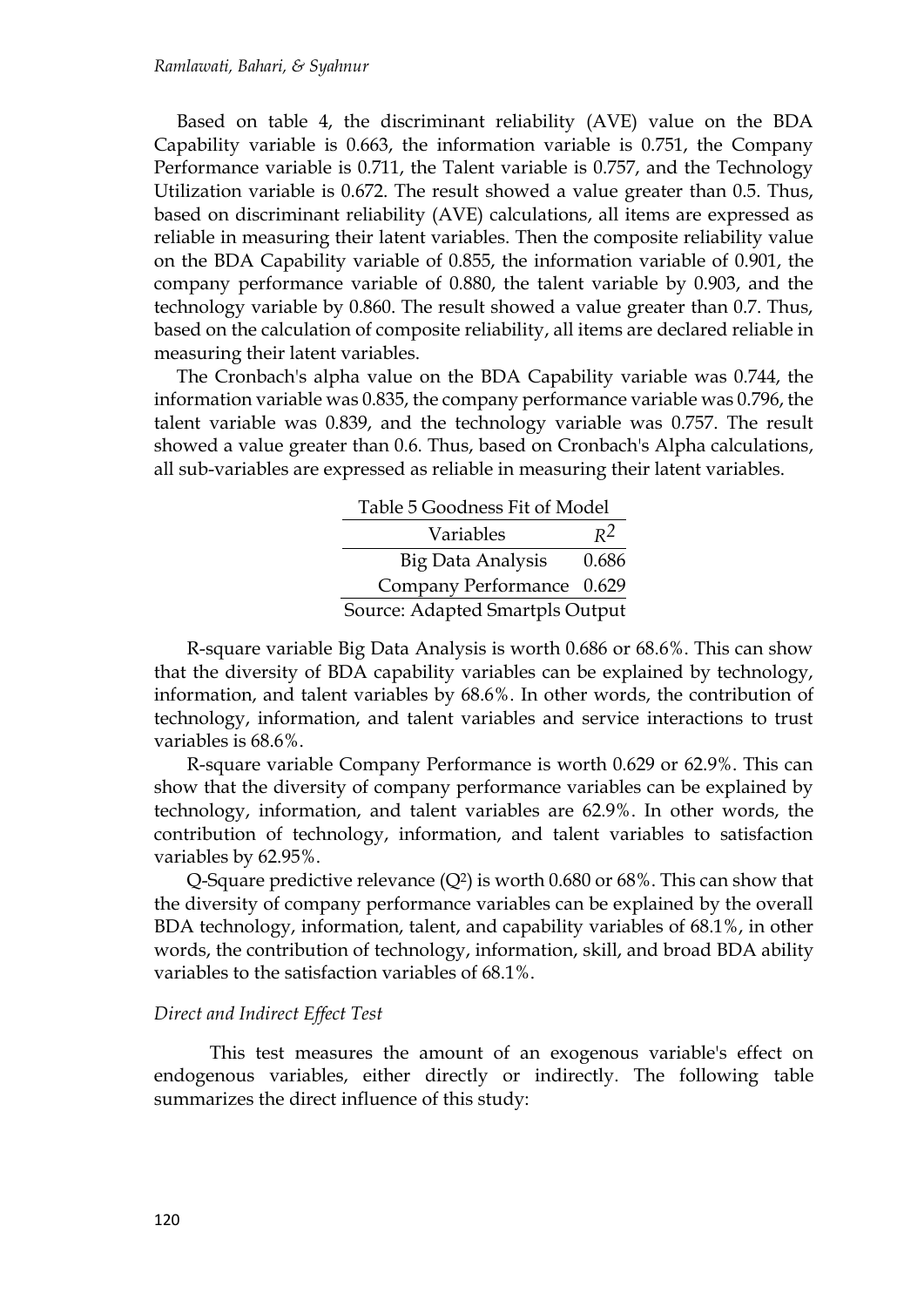Based on table 4, the discriminant reliability (AVE) value on the BDA Capability variable is 0.663, the information variable is 0.751, the Company Performance variable is 0.711, the Talent variable is 0.757, and the Technology Utilization variable is 0.672. The result showed a value greater than 0.5. Thus, based on discriminant reliability (AVE) calculations, all items are expressed as reliable in measuring their latent variables. Then the composite reliability value on the BDA Capability variable of 0.855, the information variable of 0.901, the company performance variable of 0.880, the talent variable by 0.903, and the technology variable by 0.860. The result showed a value greater than 0.7. Thus, based on the calculation of composite reliability, all items are declared reliable in measuring their latent variables.

The Cronbach's alpha value on the BDA Capability variable was 0.744, the information variable was 0.835, the company performance variable was 0.796, the talent variable was 0.839, and the technology variable was 0.757. The result showed a value greater than 0.6. Thus, based on Cronbach's Alpha calculations, all sub-variables are expressed as reliable in measuring their latent variables.

Table 5 Goodness Fit of Model

| Variables | $R^2$ |
|---|---|
| Big Data Analysis | 0.686 |
| Company Performance | 0.629 |

Source: Adapted Smartpls Output

R-square variable Big Data Analysis is worth 0.686 or 68.6%. This can show that the diversity of BDA capability variables can be explained by technology, information, and talent variables by 68.6%. In other words, the contribution of technology, information, and talent variables and service interactions to trust variables is 68.6%.

R-square variable Company Performance is worth 0.629 or 62.9%. This can show that the diversity of company performance variables can be explained by technology, information, and talent variables are 62.9%. In other words, the contribution of technology, information, and talent variables to satisfaction variables by 62.95%.

Q-Square predictive relevance ($Q^2$) is worth 0.680 or 68%. This can show that the diversity of company performance variables can be explained by the overall BDA technology, information, talent, and capability variables of 68.1%, in other words, the contribution of technology, information, skill, and broad BDA ability variables to the satisfaction variables of 68.1%.

*Direct and Indirect Effect Test*

This test measures the amount of an exogenous variable's effect on endogenous variables, either directly or indirectly. The following table summarizes the direct influence of this study: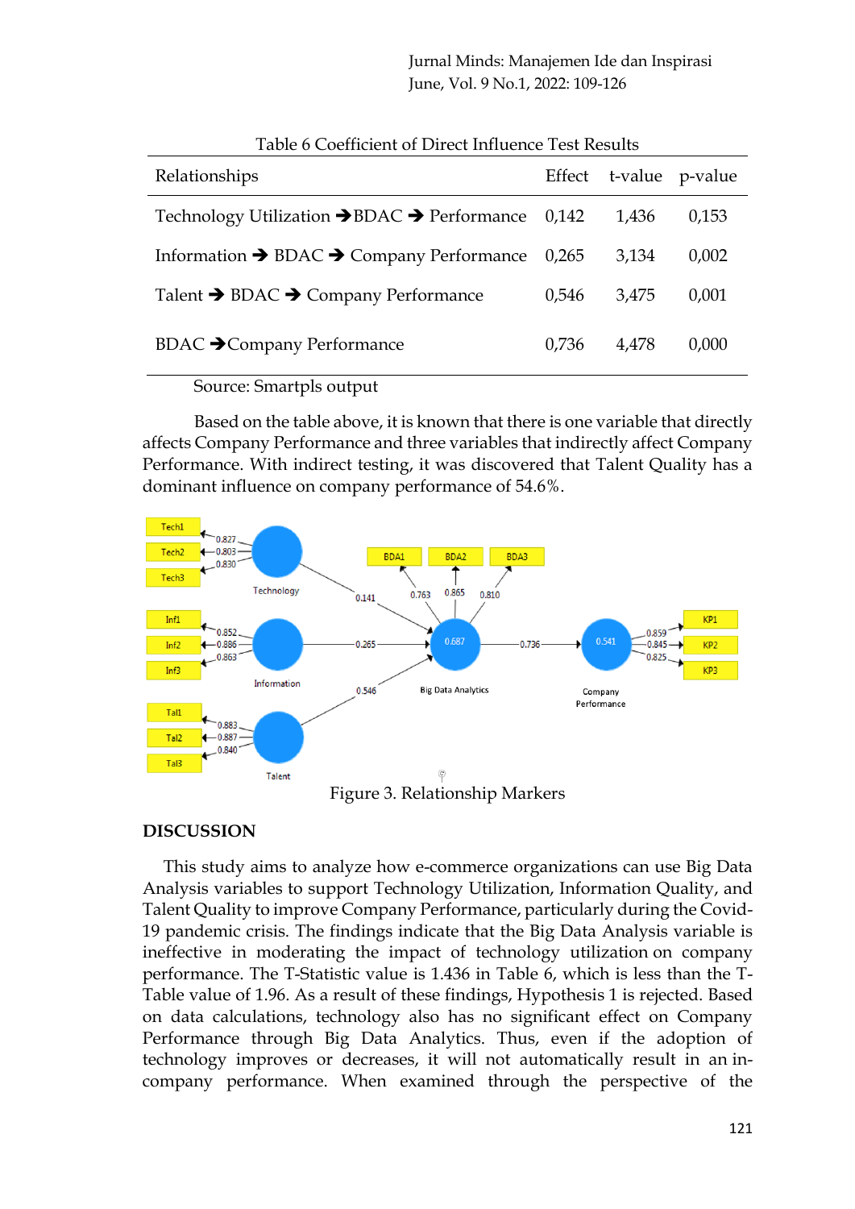Table 6 Coefficient of Direct Influence Test Results

| Relationships | Effect | t-value | p-value |
|---|---|---|---|
| Technology Utilization ➔BDAC ➔ Performance | 0,142 | 1,436 | 0,153 |
| Information ➔ BDAC ➔ Company Performance | 0,265 | 3,134 | 0,002 |
| Talent ➔ BDAC ➔ Company Performance | 0,546 | 3,475 | 0,001 |
| BDAC ➔Company Performance | 0,736 | 4,478 | 0,000 |

Source: Smartpls output

Based on the table above, it is known that there is one variable that directly affects Company Performance and three variables that indirectly affect Company Performance. With indirect testing, it was discovered that Talent Quality has a dominant influence on company performance of 54.6%.

Figure 3. Relationship Markers

## DISCUSSION

This study aims to analyze how e-commerce organizations can use Big Data Analysis variables to support Technology Utilization, Information Quality, and Talent Quality to improve Company Performance, particularly during the Covid-19 pandemic crisis. The findings indicate that the Big Data Analysis variable is ineffective in moderating the impact of technology utilization on company performance. The T-Statistic value is 1.436 in Table 6, which is less than the T-Table value of 1.96. As a result of these findings, Hypothesis 1 is rejected. Based on data calculations, technology also has no significant effect on Company Performance through Big Data Analytics. Thus, even if the adoption of technology improves or decreases, it will not automatically result in an in-company performance. When examined through the perspective of the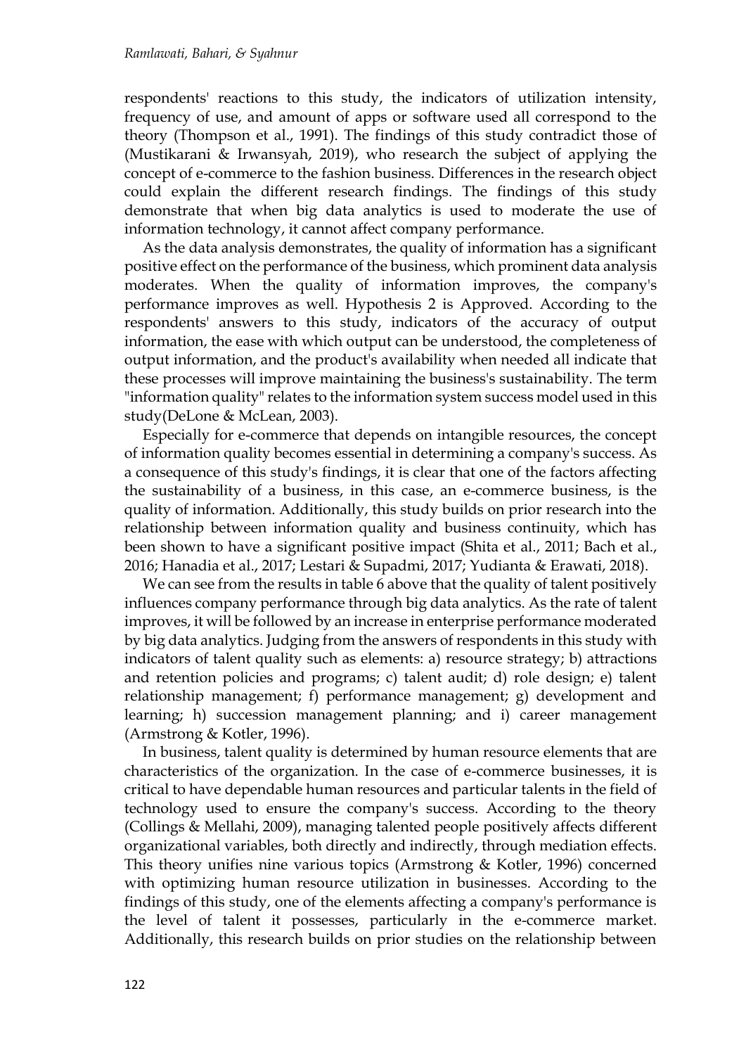respondents' reactions to this study, the indicators of utilization intensity, frequency of use, and amount of apps or software used all correspond to the theory (Thompson et al., 1991). The findings of this study contradict those of (Mustikarani & Irwansyah, 2019), who research the subject of applying the concept of e-commerce to the fashion business. Differences in the research object could explain the different research findings. The findings of this study demonstrate that when big data analytics is used to moderate the use of information technology, it cannot affect company performance.

As the data analysis demonstrates, the quality of information has a significant positive effect on the performance of the business, which prominent data analysis moderates. When the quality of information improves, the company's performance improves as well. Hypothesis 2 is Approved. According to the respondents' answers to this study, indicators of the accuracy of output information, the ease with which output can be understood, the completeness of output information, and the product's availability when needed all indicate that these processes will improve maintaining the business's sustainability. The term "information quality" relates to the information system success model used in this study(DeLone & McLean, 2003).

Especially for e-commerce that depends on intangible resources, the concept of information quality becomes essential in determining a company's success. As a consequence of this study's findings, it is clear that one of the factors affecting the sustainability of a business, in this case, an e-commerce business, is the quality of information. Additionally, this study builds on prior research into the relationship between information quality and business continuity, which has been shown to have a significant positive impact (Shita et al., 2011; Bach et al., 2016; Hanadia et al., 2017; Lestari & Supadmi, 2017; Yudianta & Erawati, 2018).

We can see from the results in table 6 above that the quality of talent positively influences company performance through big data analytics. As the rate of talent improves, it will be followed by an increase in enterprise performance moderated by big data analytics. Judging from the answers of respondents in this study with indicators of talent quality such as elements: a) resource strategy; b) attractions and retention policies and programs; c) talent audit; d) role design; e) talent relationship management; f) performance management; g) development and learning; h) succession management planning; and i) career management (Armstrong & Kotler, 1996).

In business, talent quality is determined by human resource elements that are characteristics of the organization. In the case of e-commerce businesses, it is critical to have dependable human resources and particular talents in the field of technology used to ensure the company's success. According to the theory (Collings & Mellahi, 2009), managing talented people positively affects different organizational variables, both directly and indirectly, through mediation effects. This theory unifies nine various topics (Armstrong & Kotler, 1996) concerned with optimizing human resource utilization in businesses. According to the findings of this study, one of the elements affecting a company's performance is the level of talent it possesses, particularly in the e-commerce market. Additionally, this research builds on prior studies on the relationship between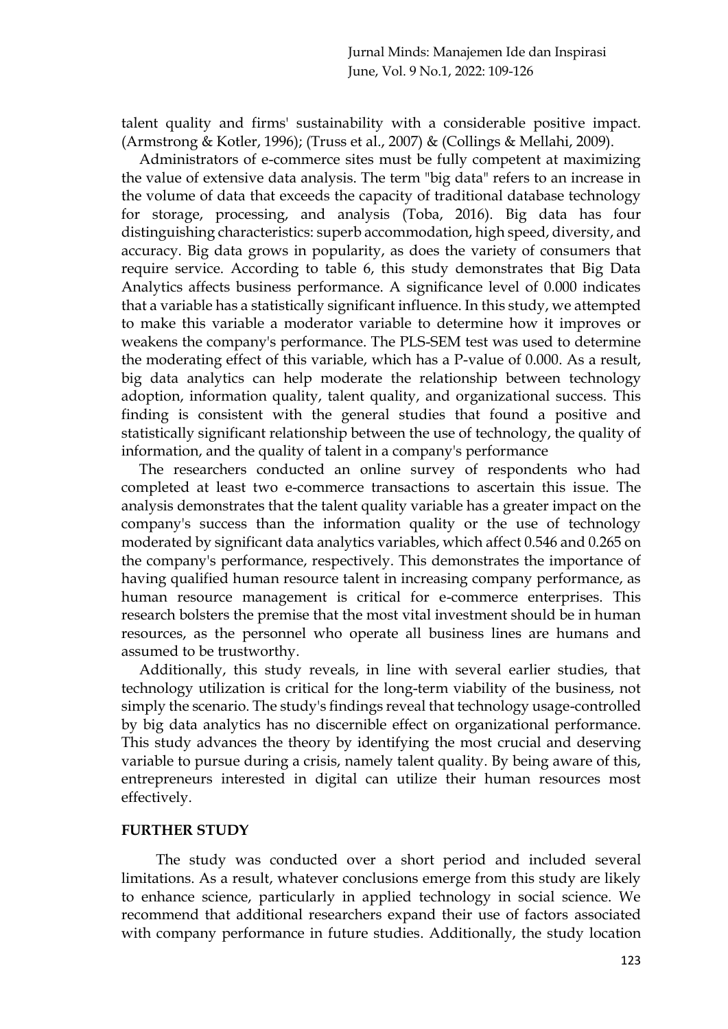talent quality and firms' sustainability with a considerable positive impact. (Armstrong & Kotler, 1996); (Truss et al., 2007) & (Collings & Mellahi, 2009).

Administrators of e-commerce sites must be fully competent at maximizing the value of extensive data analysis. The term "big data" refers to an increase in the volume of data that exceeds the capacity of traditional database technology for storage, processing, and analysis (Toba, 2016). Big data has four distinguishing characteristics: superb accommodation, high speed, diversity, and accuracy. Big data grows in popularity, as does the variety of consumers that require service. According to table 6, this study demonstrates that Big Data Analytics affects business performance. A significance level of 0.000 indicates that a variable has a statistically significant influence. In this study, we attempted to make this variable a moderator variable to determine how it improves or weakens the company's performance. The PLS-SEM test was used to determine the moderating effect of this variable, which has a P-value of 0.000. As a result, big data analytics can help moderate the relationship between technology adoption, information quality, talent quality, and organizational success. This finding is consistent with the general studies that found a positive and statistically significant relationship between the use of technology, the quality of information, and the quality of talent in a company's performance

The researchers conducted an online survey of respondents who had completed at least two e-commerce transactions to ascertain this issue. The analysis demonstrates that the talent quality variable has a greater impact on the company's success than the information quality or the use of technology moderated by significant data analytics variables, which affect 0.546 and 0.265 on the company's performance, respectively. This demonstrates the importance of having qualified human resource talent in increasing company performance, as human resource management is critical for e-commerce enterprises. This research bolsters the premise that the most vital investment should be in human resources, as the personnel who operate all business lines are humans and assumed to be trustworthy.

Additionally, this study reveals, in line with several earlier studies, that technology utilization is critical for the long-term viability of the business, not simply the scenario. The study's findings reveal that technology usage-controlled by big data analytics has no discernible effect on organizational performance. This study advances the theory by identifying the most crucial and deserving variable to pursue during a crisis, namely talent quality. By being aware of this, entrepreneurs interested in digital can utilize their human resources most effectively.

## FURTHER STUDY

The study was conducted over a short period and included several limitations. As a result, whatever conclusions emerge from this study are likely to enhance science, particularly in applied technology in social science. We recommend that additional researchers expand their use of factors associated with company performance in future studies. Additionally, the study location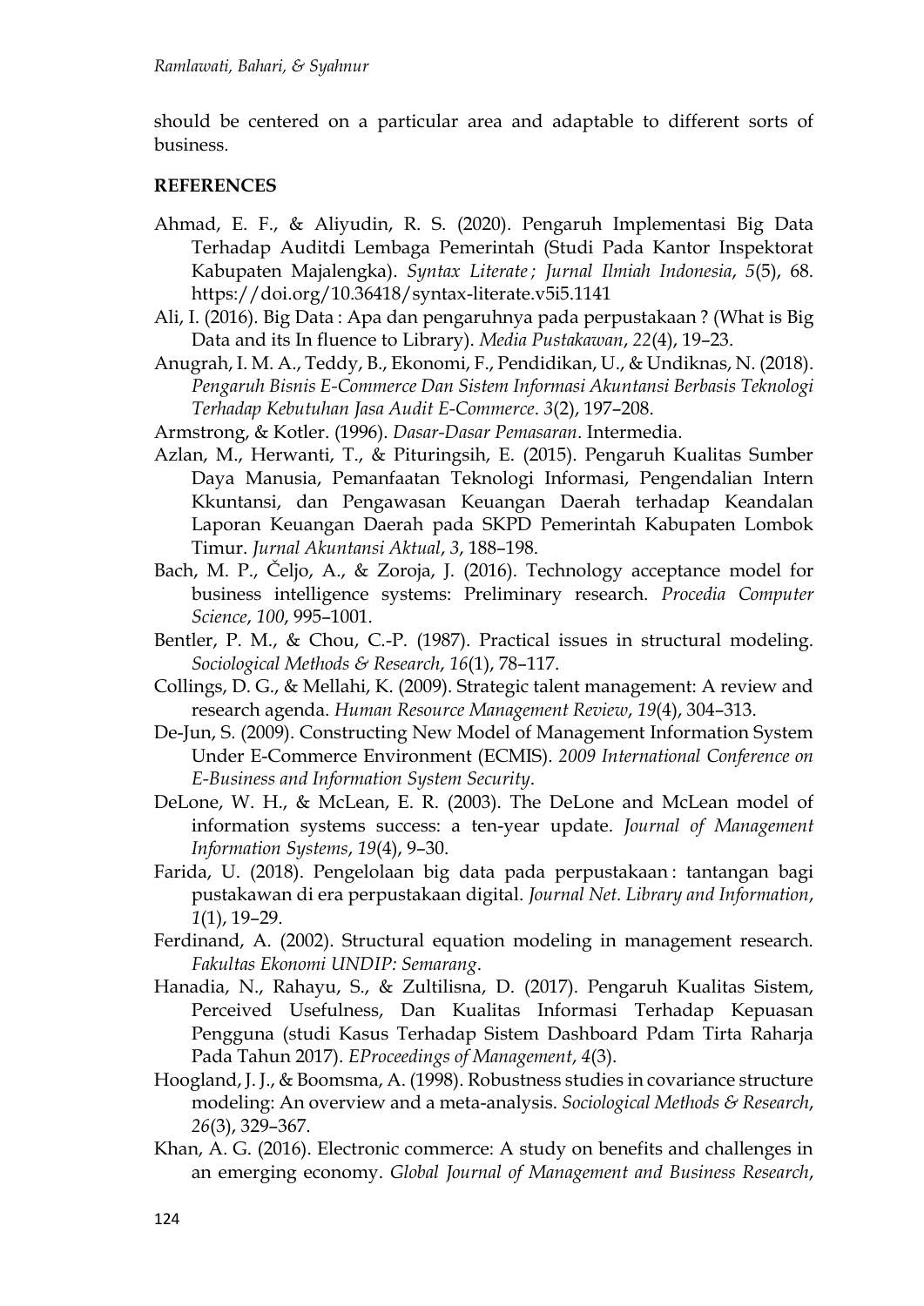should be centered on a particular area and adaptable to different sorts of business.

**REFERENCES**

Ahmad, E. F., & Aliyudin, R. S. (2020). Pengaruh Implementasi Big Data Terhadap Auditdi Lembaga Pemerintah (Studi Pada Kantor Inspektorat Kabupaten Majalengka). *Syntax Literate ; Jurnal Ilmiah Indonesia*, *5*(5), 68. https://doi.org/10.36418/syntax-literate.v5i5.1141

Ali, I. (2016). Big Data : Apa dan pengaruhnya pada perpustakaan ? (What is Big Data and its In fluence to Library). *Media Pustakawan*, *22*(4), 19–23.

Anugrah, I. M. A., Teddy, B., Ekonomi, F., Pendidikan, U., & Undiknas, N. (2018). *Pengaruh Bisnis E-Commerce Dan Sistem Informasi Akuntansi Berbasis Teknologi Terhadap Kebutuhan Jasa Audit E-Commerce*. *3*(2), 197–208.

Armstrong, & Kotler. (1996). *Dasar-Dasar Pemasaran*. Intermedia.

Azlan, M., Herwanti, T., & Pituringsih, E. (2015). Pengaruh Kualitas Sumber Daya Manusia, Pemanfaatan Teknologi Informasi, Pengendalian Intern Kkuntansi, dan Pengawasan Keuangan Daerah terhadap Keandalan Laporan Keuangan Daerah pada SKPD Pemerintah Kabupaten Lombok Timur. *Jurnal Akuntansi Aktual*, *3*, 188–198.

Bach, M. P., Čeljo, A., & Zoroja, J. (2016). Technology acceptance model for business intelligence systems: Preliminary research. *Procedia Computer Science*, *100*, 995–1001.

Bentler, P. M., & Chou, C.-P. (1987). Practical issues in structural modeling. *Sociological Methods & Research*, *16*(1), 78–117.

Collings, D. G., & Mellahi, K. (2009). Strategic talent management: A review and research agenda. *Human Resource Management Review*, *19*(4), 304–313.

De-Jun, S. (2009). Constructing New Model of Management Information System Under E-Commerce Environment (ECMIS). *2009 International Conference on E-Business and Information System Security*.

DeLone, W. H., & McLean, E. R. (2003). The DeLone and McLean model of information systems success: a ten-year update. *Journal of Management Information Systems*, *19*(4), 9–30.

Farida, U. (2018). Pengelolaan big data pada perpustakaan : tantangan bagi pustakawan di era perpustakaan digital. *Journal Net. Library and Information*, *1*(1), 19–29.

Ferdinand, A. (2002). Structural equation modeling in management research. *Fakultas Ekonomi UNDIP: Semarang*.

Hanadia, N., Rahayu, S., & Zultilisna, D. (2017). Pengaruh Kualitas Sistem, Perceived Usefulness, Dan Kualitas Informasi Terhadap Kepuasan Pengguna (studi Kasus Terhadap Sistem Dashboard Pdam Tirta Raharja Pada Tahun 2017). *EProceedings of Management*, *4*(3).

Hoogland, J. J., & Boomsma, A. (1998). Robustness studies in covariance structure modeling: An overview and a meta-analysis. *Sociological Methods & Research*, *26*(3), 329–367.

Khan, A. G. (2016). Electronic commerce: A study on benefits and challenges in an emerging economy. *Global Journal of Management and Business Research*,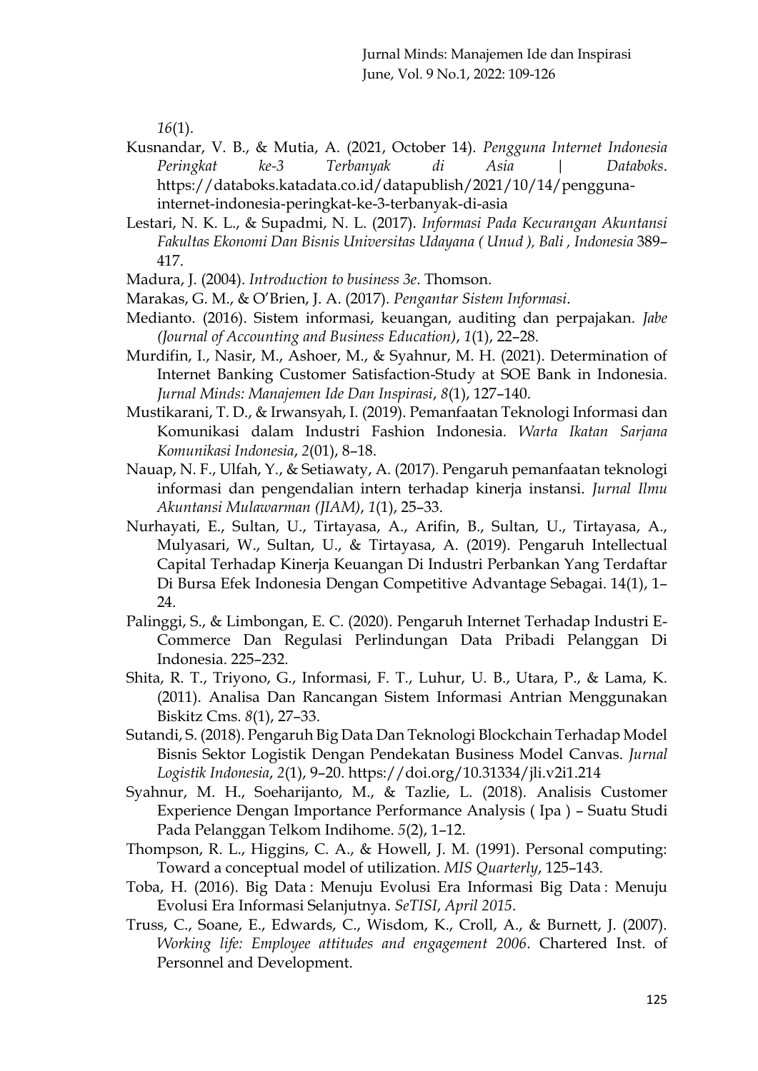*16*(1).

Kusnandar, V. B., & Mutia, A. (2021, October 14). *Pengguna Internet Indonesia Peringkat ke-3 Terbanyak di Asia | Databoks*. https://databoks.katadata.co.id/datapublish/2021/10/14/pengguna-internet-indonesia-peringkat-ke-3-terbanyak-di-asia

Lestari, N. K. L., & Supadmi, N. L. (2017). *Informasi Pada Kecurangan Akuntansi Fakultas Ekonomi Dan Bisnis Universitas Udayana ( Unud ), Bali , Indonesia* 389–417.

Madura, J. (2004). *Introduction to business 3e*. Thomson.

Marakas, G. M., & O'Brien, J. A. (2017). *Pengantar Sistem Informasi*.

Medianto. (2016). Sistem informasi, keuangan, auditing dan perpajakan. *Jabe (Journal of Accounting and Business Education)*, *1*(1), 22–28.

Murdifin, I., Nasir, M., Ashoer, M., & Syahnur, M. H. (2021). Determination of Internet Banking Customer Satisfaction-Study at SOE Bank in Indonesia. *Jurnal Minds: Manajemen Ide Dan Inspirasi*, *8*(1), 127–140.

Mustikarani, T. D., & Irwansyah, I. (2019). Pemanfaatan Teknologi Informasi dan Komunikasi dalam Industri Fashion Indonesia. *Warta Ikatan Sarjana Komunikasi Indonesia*, *2*(01), 8–18.

Nauap, N. F., Ulfah, Y., & Setiawaty, A. (2017). Pengaruh pemanfaatan teknologi informasi dan pengendalian intern terhadap kinerja instansi. *Jurnal Ilmu Akuntansi Mulawarman (JIAM)*, *1*(1), 25–33.

Nurhayati, E., Sultan, U., Tirtayasa, A., Arifin, B., Sultan, U., Tirtayasa, A., Mulyasari, W., Sultan, U., & Tirtayasa, A. (2019). Pengaruh Intellectual Capital Terhadap Kinerja Keuangan Di Industri Perbankan Yang Terdaftar Di Bursa Efek Indonesia Dengan Competitive Advantage Sebagai. 14(1), 1–24.

Palinggi, S., & Limbongan, E. C. (2020). Pengaruh Internet Terhadap Industri E-Commerce Dan Regulasi Perlindungan Data Pribadi Pelanggan Di Indonesia. 225–232.

Shita, R. T., Triyono, G., Informasi, F. T., Luhur, U. B., Utara, P., & Lama, K. (2011). Analisa Dan Rancangan Sistem Informasi Antrian Menggunakan Biskitz Cms. *8*(1), 27–33.

Sutandi, S. (2018). Pengaruh Big Data Dan Teknologi Blockchain Terhadap Model Bisnis Sektor Logistik Dengan Pendekatan Business Model Canvas. *Jurnal Logistik Indonesia*, *2*(1), 9–20. https://doi.org/10.31334/jli.v2i1.214

Syahnur, M. H., Soeharijanto, M., & Tazlie, L. (2018). Analisis Customer Experience Dengan Importance Performance Analysis ( Ipa ) – Suatu Studi Pada Pelanggan Telkom Indihome. *5*(2), 1–12.

Thompson, R. L., Higgins, C. A., & Howell, J. M. (1991). Personal computing: Toward a conceptual model of utilization. *MIS Quarterly*, 125–143.

Toba, H. (2016). Big Data : Menuju Evolusi Era Informasi Big Data : Menuju Evolusi Era Informasi Selanjutnya. *SeTISI*, *April 2015*.

Truss, C., Soane, E., Edwards, C., Wisdom, K., Croll, A., & Burnett, J. (2007). *Working life: Employee attitudes and engagement 2006*. Chartered Inst. of Personnel and Development.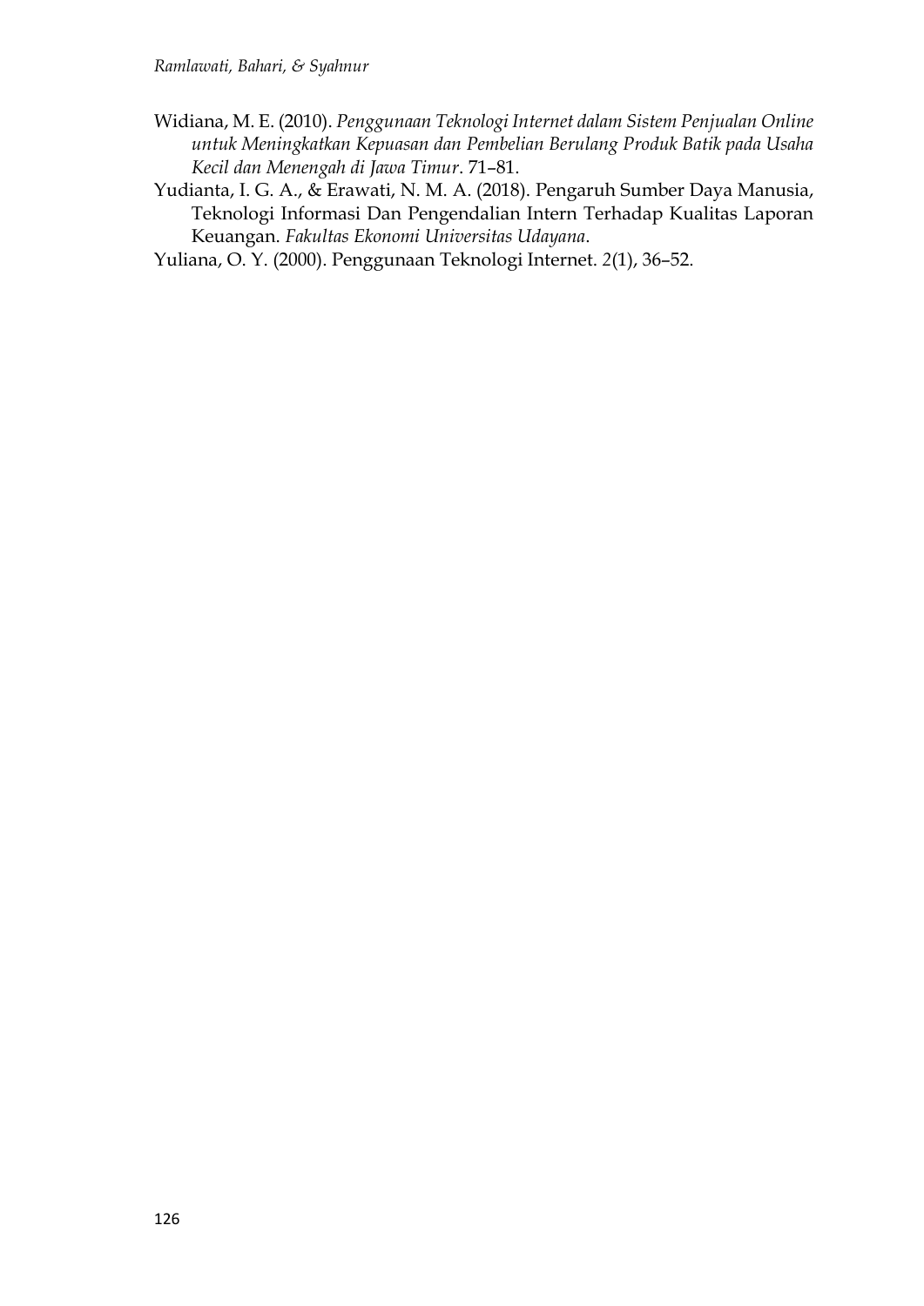Widiana, M. E. (2010). *Penggunaan Teknologi Internet dalam Sistem Penjualan Online untuk Meningkatkan Kepuasan dan Pembelian Berulang Produk Batik pada Usaha Kecil dan Menengah di Jawa Timur*. 71–81.

Yudianta, I. G. A., & Erawati, N. M. A. (2018). Pengaruh Sumber Daya Manusia, Teknologi Informasi Dan Pengendalian Intern Terhadap Kualitas Laporan Keuangan. *Fakultas Ekonomi Universitas Udayana*.

Yuliana, O. Y. (2000). Penggunaan Teknologi Internet. *2*(1), 36–52.